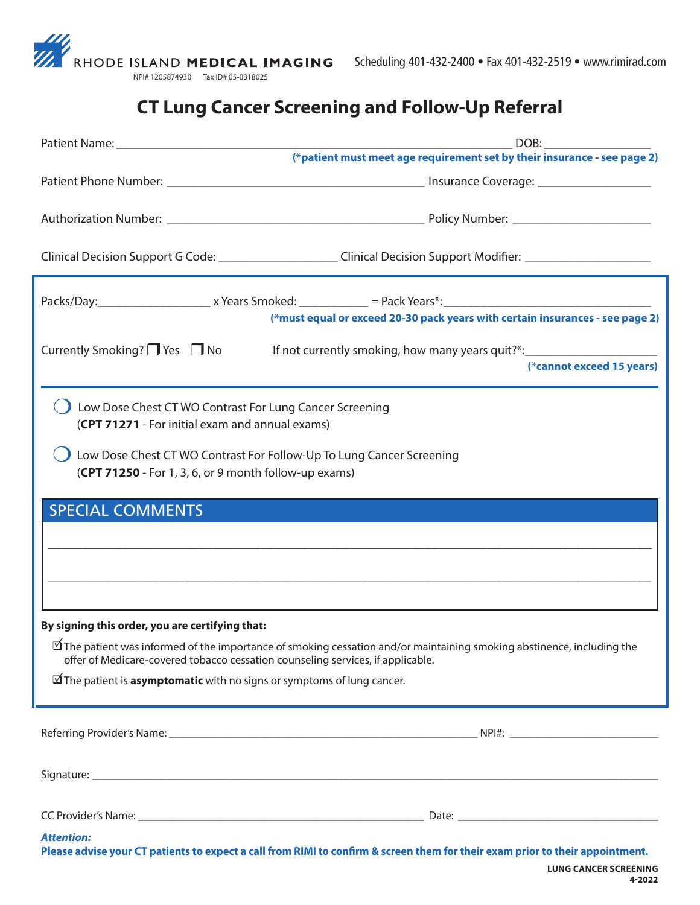RHODE ISLAND **MEDICAL IMAGING**

NPI# 1205874930 Tax ID# 05-0318025

Scheduling 401-432-2400 • Fax 401-432-2519 • www.rimirad.com

# CT Lung Cancer Screening and Follow-Up Referral

Patient Name: ______________________________ DOB: ______________

**(*patient must meet age requirement set by their insurance - see page 2)**

Patient Phone Number: ______________________________ Insurance Coverage: ______________

Authorization Number: ______________________________ Policy Number: ______________

Clinical Decision Support G Code: ______________ Clinical Decision Support Modifier: ______________

Packs/Day: ______________ x Years Smoked: __________ = Pack Years*: ______________________

**(*must equal or exceed 20-30 pack years with certain insurances - see page 2)**

Currently Smoking? ☐ Yes ☐ No If not currently smoking, how many years quit?*: ______________

**(*cannot exceed 15 years)**

◯ Low Dose Chest CT WO Contrast For Lung Cancer Screening
(**CPT 71271** - For initial exam and annual exams)

◯ Low Dose Chest CT WO Contrast For Follow-Up To Lung Cancer Screening
(**CPT 71250** - For 1, 3, 6, or 9 month follow-up exams)

## SPECIAL COMMENTS

______________________________________________________________________

______________________________________________________________________

**By signing this order, you are certifying that:**

☑ The patient was informed of the importance of smoking cessation and/or maintaining smoking abstinence, including the offer of Medicare-covered tobacco cessation counseling services, if applicable.

☑ The patient is **asymptomatic** with no signs or symptoms of lung cancer.

Referring Provider's Name: ______________________________ NPI#: ______________

Signature: ______________________________________________________________

CC Provider's Name: ______________________________ Date: ______________

***Attention:***

**Please advise your CT patients to expect a call from RIMI to confirm & screen them for their exam prior to their appointment.**

**LUNG CANCER SCREENING**
**4-2022**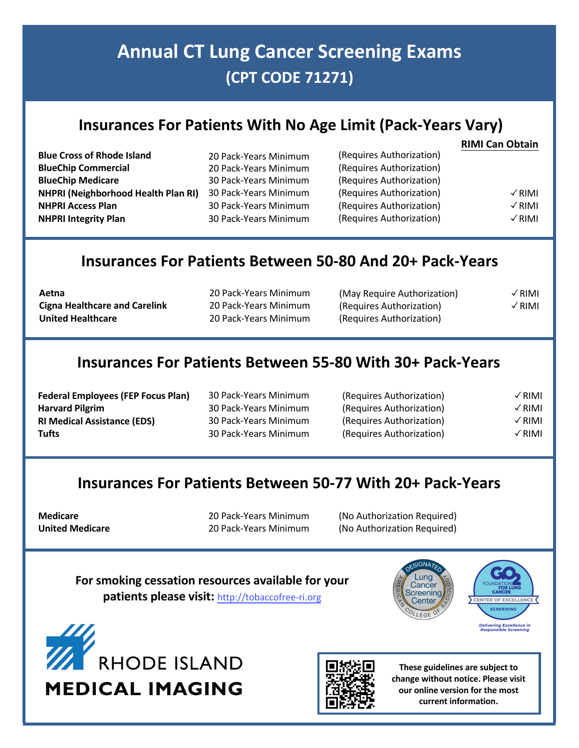# Annual CT Lung Cancer Screening Exams

## (CPT CODE 71271)

## Insurances For Patients With No Age Limit (Pack-Years Vary)

| | | | RIMI Can Obtain |
|---|---|---|---|
| **Blue Cross of Rhode Island** | 20 Pack-Years Minimum | (Requires Authorization) | |
| **BlueChip Commercial** | 20 Pack-Years Minimum | (Requires Authorization) | |
| **BlueChip Medicare** | 30 Pack-Years Minimum | (Requires Authorization) | |
| **NHPRI (Neighborhood Health Plan RI)** | 30 Pack-Years Minimum | (Requires Authorization) | ✓RIMI |
| **NHPRI Access Plan** | 30 Pack-Years Minimum | (Requires Authorization) | ✓RIMI |
| **NHPRI Integrity Plan** | 30 Pack-Years Minimum | (Requires Authorization) | ✓RIMI |

## Insurances For Patients Between 50-80 And 20+ Pack-Years

| | | | |
|---|---|---|---|
| **Aetna** | 20 Pack-Years Minimum | (May Require Authorization) | ✓RIMI |
| **Cigna Healthcare and Carelink** | 20 Pack-Years Minimum | (Requires Authorization) | ✓RIMI |
| **United Healthcare** | 20 Pack-Years Minimum | (Requires Authorization) | |

## Insurances For Patients Between 55-80 With 30+ Pack-Years

| | | | |
|---|---|---|---|
| **Federal Employees (FEP Focus Plan)** | 30 Pack-Years Minimum | (Requires Authorization) | ✓RIMI |
| **Harvard Pilgrim** | 30 Pack-Years Minimum | (Requires Authorization) | ✓RIMI |
| **RI Medical Assistance (EDS)** | 30 Pack-Years Minimum | (Requires Authorization) | ✓RIMI |
| **Tufts** | 30 Pack-Years Minimum | (Requires Authorization) | ✓RIMI |

## Insurances For Patients Between 50-77 With 20+ Pack-Years

| | | |
|---|---|---|
| **Medicare** | 20 Pack-Years Minimum | (No Authorization Required) |
| **United Medicare** | 20 Pack-Years Minimum | (No Authorization Required) |

**For smoking cessation resources available for your patients please visit:** http://tobaccofree-ri.org

Designated Lung Cancer Screening Center – American College of Radiology

GO2 Foundation for Lung Cancer – Center of Excellence – Screening – *Delivering Excellence in Responsible Screening*

RHODE ISLAND MEDICAL IMAGING

**These guidelines are subject to change without notice. Please visit our online version for the most current information.**